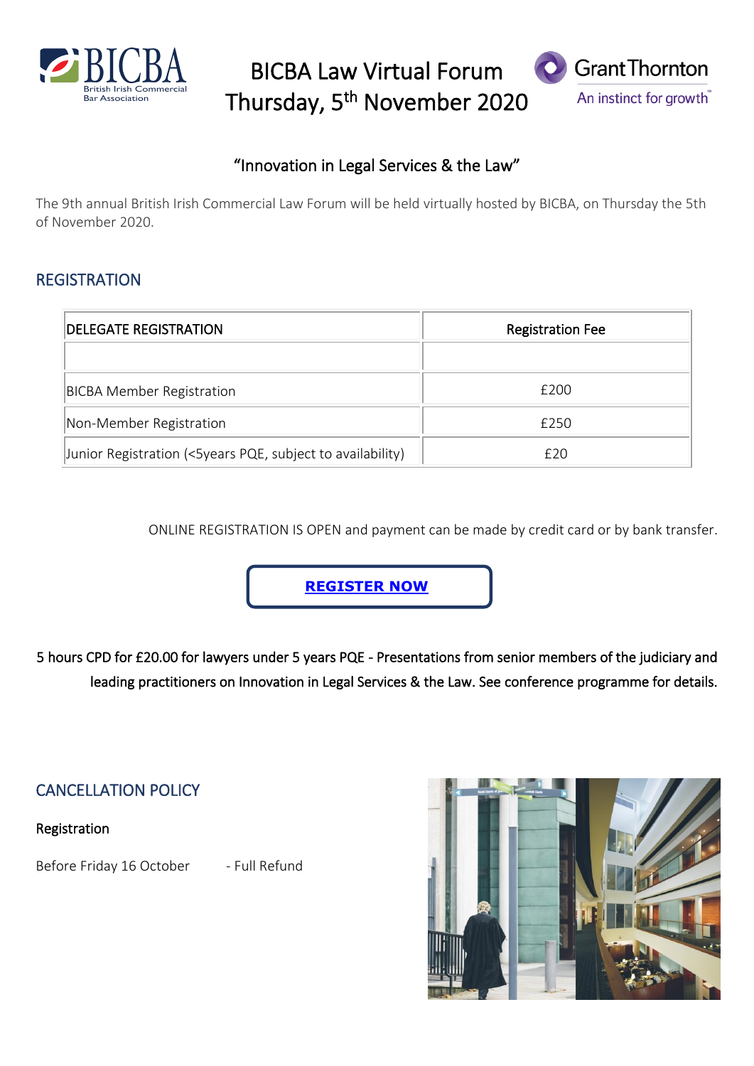# BICBA Law Virtual Forum Thursday, 5th November 2020

## "Innovation in Legal Services & the Law"

The 9th annual British Irish Commercial Law Forum will be held virtually hosted by BICBA, on Thursday the 5th of November 2020.

## REGISTRATION

| DELEGATE REGISTRATION | Registration Fee |
|---|---|
| | |
| BICBA Member Registration | £200 |
| Non-Member Registration | £250 |
| Junior Registration (<5years PQE, subject to availability) | £20 |

ONLINE REGISTRATION IS OPEN and payment can be made by credit card or by bank transfer.

**REGISTER NOW**

5 hours CPD for £20.00 for lawyers under 5 years PQE - Presentations from senior members of the judiciary and leading practitioners on Innovation in Legal Services & the Law. See conference programme for details.

## CANCELLATION POLICY

Registration

Before Friday 16 October - Full Refund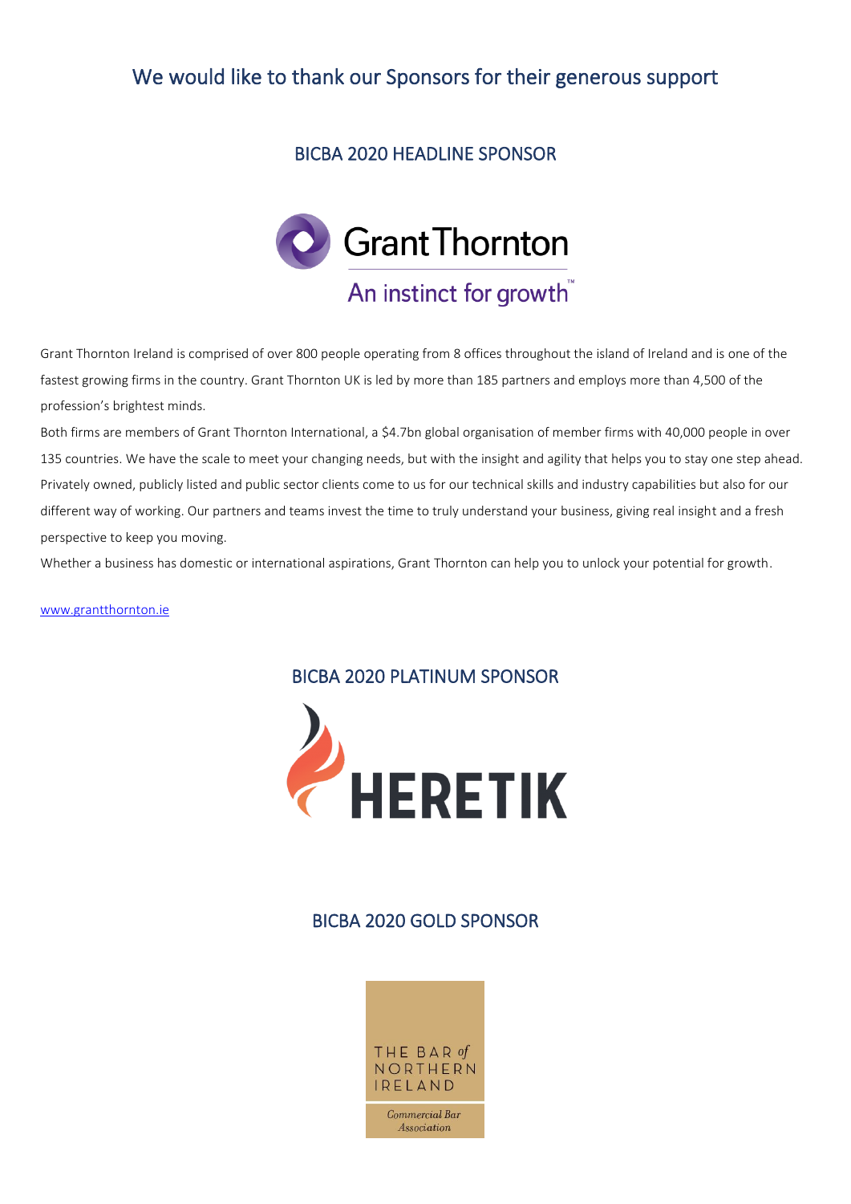## We would like to thank our Sponsors for their generous support

### BICBA 2020 HEADLINE SPONSOR

Grant Thornton

An instinct for growth™

Grant Thornton Ireland is comprised of over 800 people operating from 8 offices throughout the island of Ireland and is one of the fastest growing firms in the country. Grant Thornton UK is led by more than 185 partners and employs more than 4,500 of the profession's brightest minds.

Both firms are members of Grant Thornton International, a $4.7bn global organisation of member firms with 40,000 people in over 135 countries. We have the scale to meet your changing needs, but with the insight and agility that helps you to stay one step ahead. Privately owned, publicly listed and public sector clients come to us for our technical skills and industry capabilities but also for our different way of working. Our partners and teams invest the time to truly understand your business, giving real insight and a fresh perspective to keep you moving.

Whether a business has domestic or international aspirations, Grant Thornton can help you to unlock your potential for growth.

www.grantthornton.ie

### BICBA 2020 PLATINUM SPONSOR

HERETIK

### BICBA 2020 GOLD SPONSOR

THE BAR *of* NORTHERN IRELAND

*Commercial Bar Association*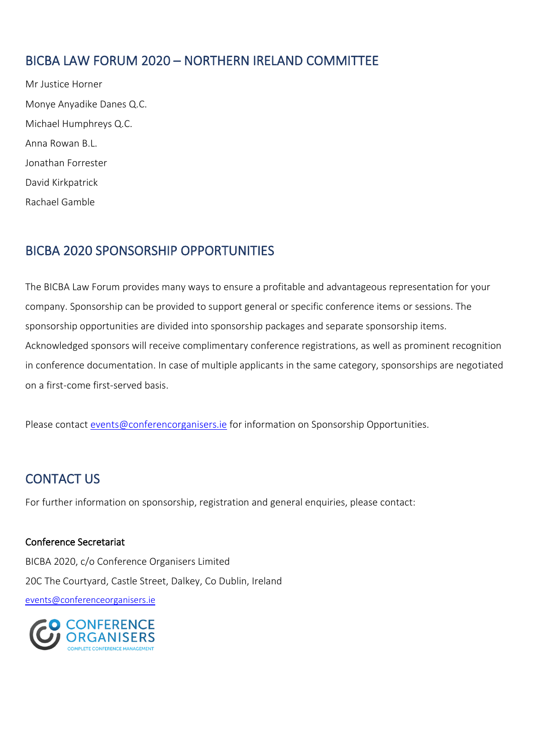## BICBA LAW FORUM 2020 – NORTHERN IRELAND COMMITTEE

Mr Justice Horner

Monye Anyadike Danes Q.C.

Michael Humphreys Q.C.

Anna Rowan B.L.

Jonathan Forrester

David Kirkpatrick

Rachael Gamble

## BICBA 2020 SPONSORSHIP OPPORTUNITIES

The BICBA Law Forum provides many ways to ensure a profitable and advantageous representation for your company. Sponsorship can be provided to support general or specific conference items or sessions. The sponsorship opportunities are divided into sponsorship packages and separate sponsorship items. Acknowledged sponsors will receive complimentary conference registrations, as well as prominent recognition in conference documentation. In case of multiple applicants in the same category, sponsorships are negotiated on a first-come first-served basis.

Please contact events@conferencorganisers.ie for information on Sponsorship Opportunities.

## CONTACT US

For further information on sponsorship, registration and general enquiries, please contact:

**Conference Secretariat**

BICBA 2020, c/o Conference Organisers Limited

20C The Courtyard, Castle Street, Dalkey, Co Dublin, Ireland

events@conferenceorganisers.ie

CONFERENCE ORGANISERS
COMPLETE CONFERENCE MANAGEMENT